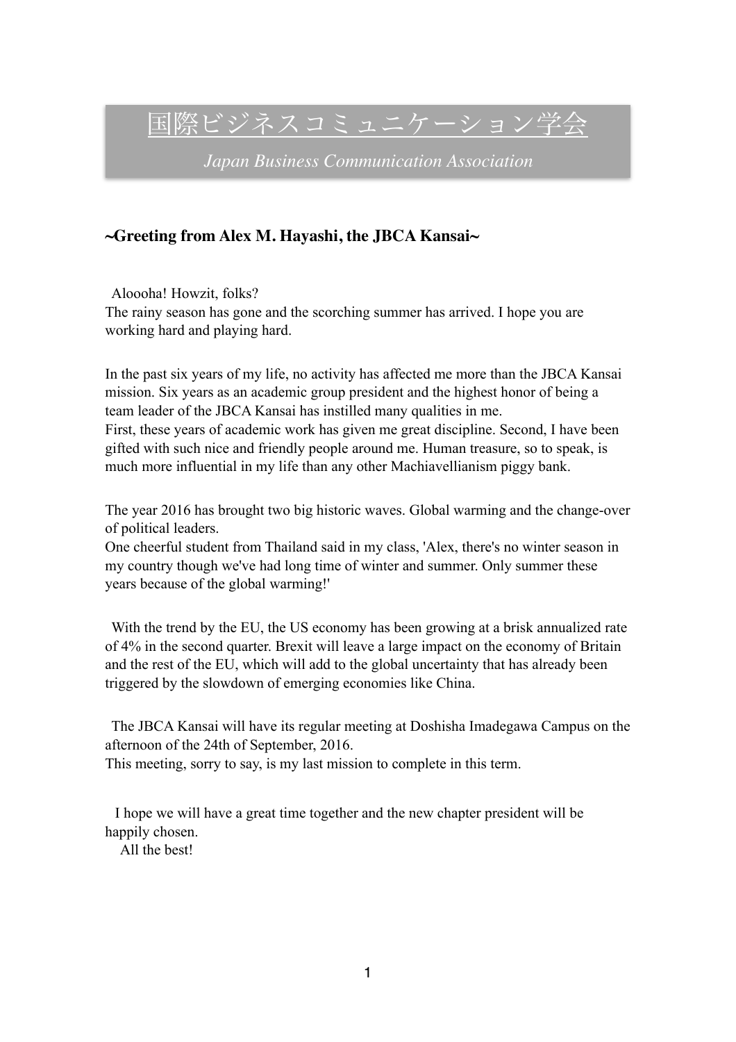# 国際ビジネスコミュニケーション学会

*Japan Business Communication Association*

**~Greeting from Alex M. Hayashi, the JBCA Kansai~**

Aloooha! Howzit, folks?
The rainy season has gone and the scorching summer has arrived. I hope you are working hard and playing hard.

In the past six years of my life, no activity has affected me more than the JBCA Kansai mission. Six years as an academic group president and the highest honor of being a team leader of the JBCA Kansai has instilled many qualities in me.
First, these years of academic work has given me great discipline. Second, I have been gifted with such nice and friendly people around me. Human treasure, so to speak, is much more influential in my life than any other Machiavellianism piggy bank.

The year 2016 has brought two big historic waves. Global warming and the change-over of political leaders.
One cheerful student from Thailand said in my class, 'Alex, there's no winter season in my country though we've had long time of winter and summer. Only summer these years because of the global warming!'

With the trend by the EU, the US economy has been growing at a brisk annualized rate of 4% in the second quarter. Brexit will leave a large impact on the economy of Britain and the rest of the EU, which will add to the global uncertainty that has already been triggered by the slowdown of emerging economies like China.

The JBCA Kansai will have its regular meeting at Doshisha Imadegawa Campus on the afternoon of the 24th of September, 2016.
This meeting, sorry to say, is my last mission to complete in this term.

I hope we will have a great time together and the new chapter president will be happily chosen.
All the best!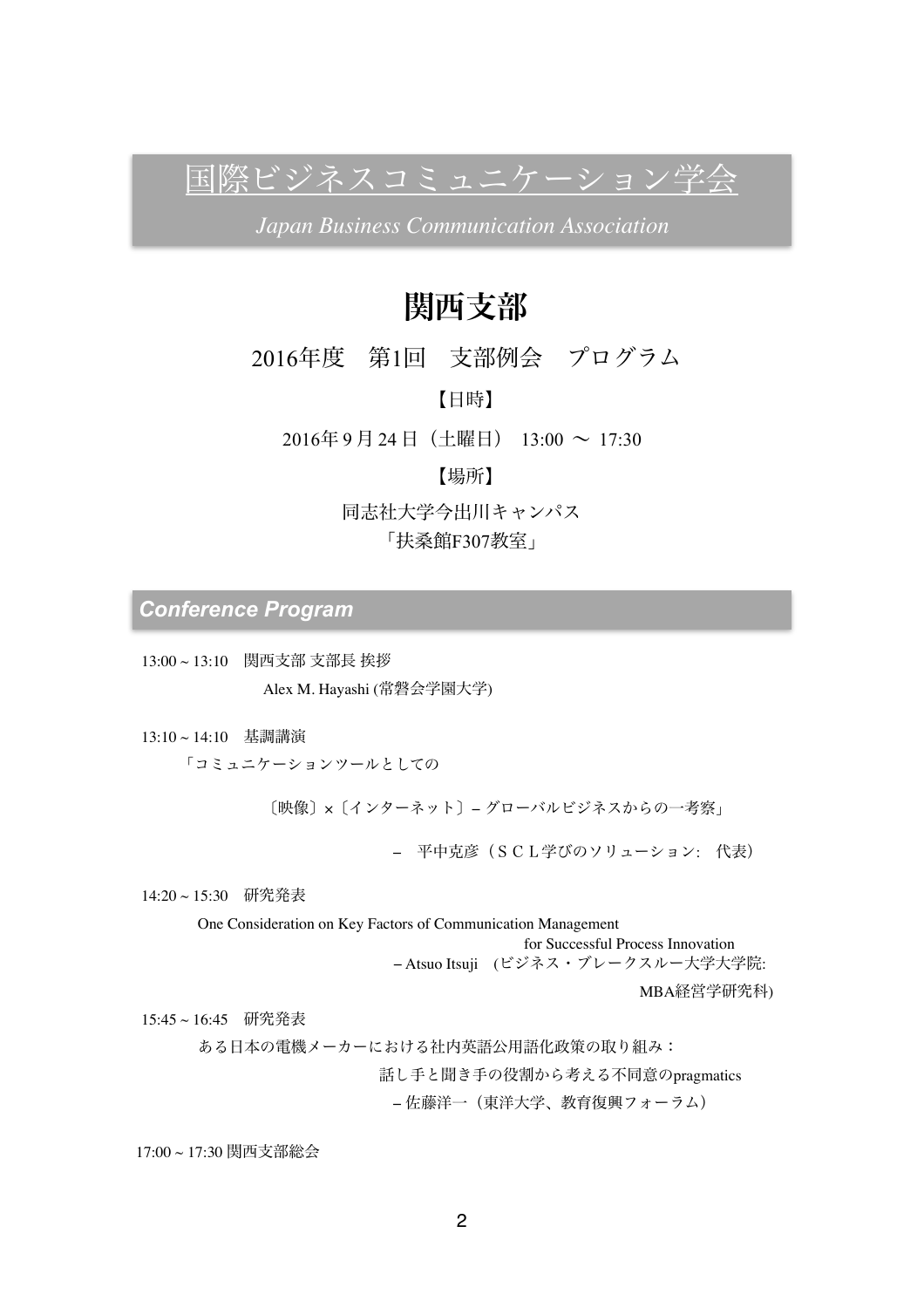# 国際ビジネスコミュニケーション学会

*Japan Business Communication Association*

## 関西支部

2016年度　第1回　支部例会　プログラム

【日時】

2016年 9 月 24 日（土曜日） 13:00 〜 17:30

【場所】

同志社大学今出川キャンパス

「扶桑館F307教室」

### *Conference Program*

13:00 ~ 13:10　関西支部 支部長 挨拶

Alex M. Hayashi (常磐会学園大学)

13:10 ~ 14:10　基調講演

「コミュニケーションツールとしての

〔映像〕×〔インターネット〕– グローバルビジネスからの一考察」

– 平中克彦（ＳＣＬ学びのソリューション:　代表）

14:20 ~ 15:30　研究発表

One Consideration on Key Factors of Communication Management for Successful Process Innovation

– Atsuo Itsuji　(ビジネス・ブレークスルー大学大学院: MBA経営学研究科)

15:45 ~ 16:45　研究発表

ある日本の電機メーカーにおける社内英語公用語化政策の取り組み：話し手と聞き手の役割から考える不同意のpragmatics

– 佐藤洋一（東洋大学、教育復興フォーラム）

17:00 ~ 17:30 関西支部総会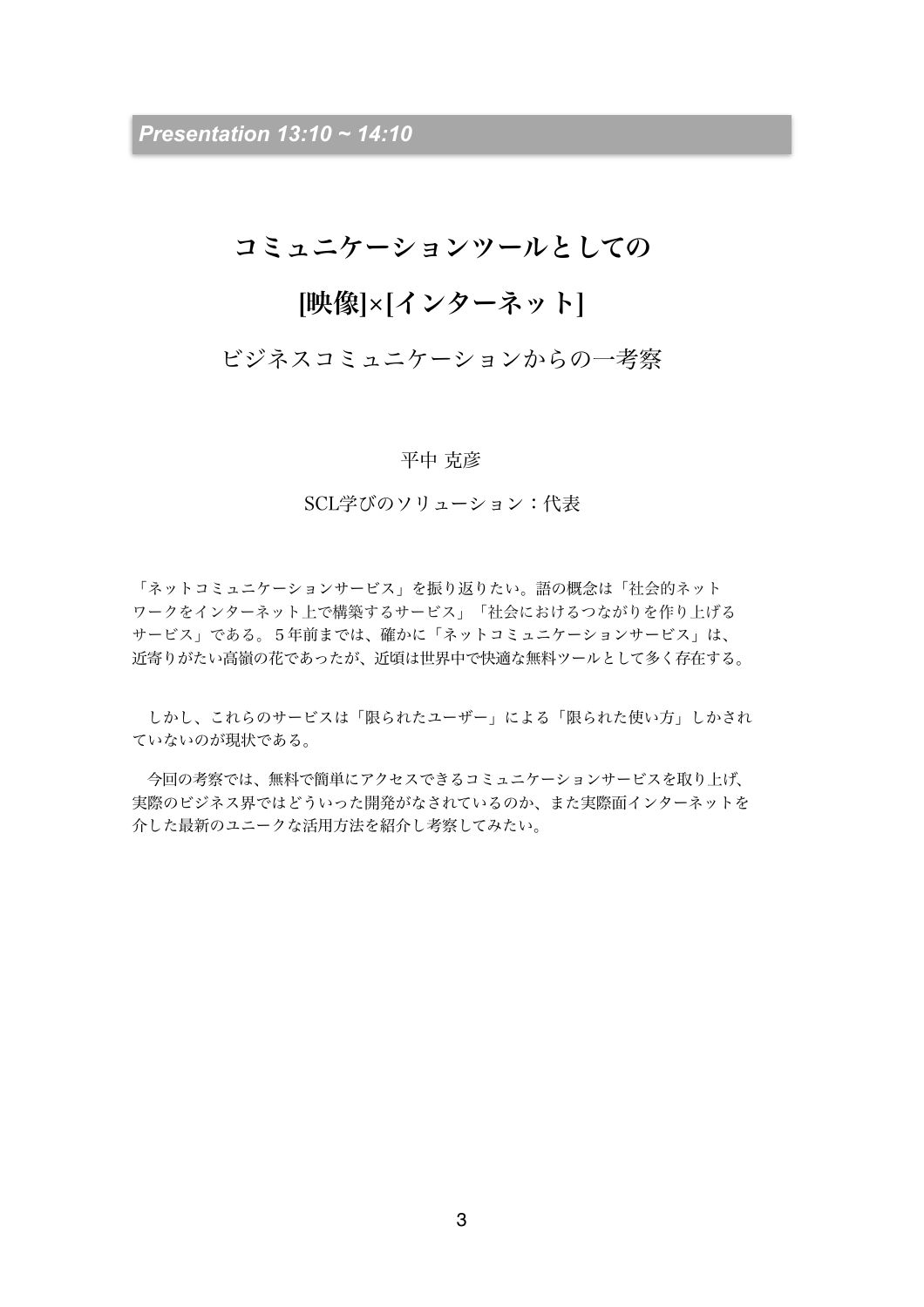*Presentation 13:10 ~ 14:10*

# コミュニケーションツールとしての

# [映像]×[インターネット]

## ビジネスコミュニケーションからの一考察

平中 克彦

SCL学びのソリューション：代表

「ネットコミュニケーションサービス」を振り返りたい。語の概念は「社会的ネットワークをインターネット上で構築するサービス」「社会におけるつながりを作り上げるサービス」である。５年前までは、確かに「ネットコミュニケーションサービス」は、近寄りがたい高嶺の花であったが、近頃は世界中で快適な無料ツールとして多く存在する。

　しかし、これらのサービスは「限られたユーザー」による「限られた使い方」しかされていないのが現状である。

　今回の考察では、無料で簡単にアクセスできるコミュニケーションサービスを取り上げ、実際のビジネス界ではどういった開発がなされているのか、また実際面インターネットを介した最新のユニークな活用方法を紹介し考察してみたい。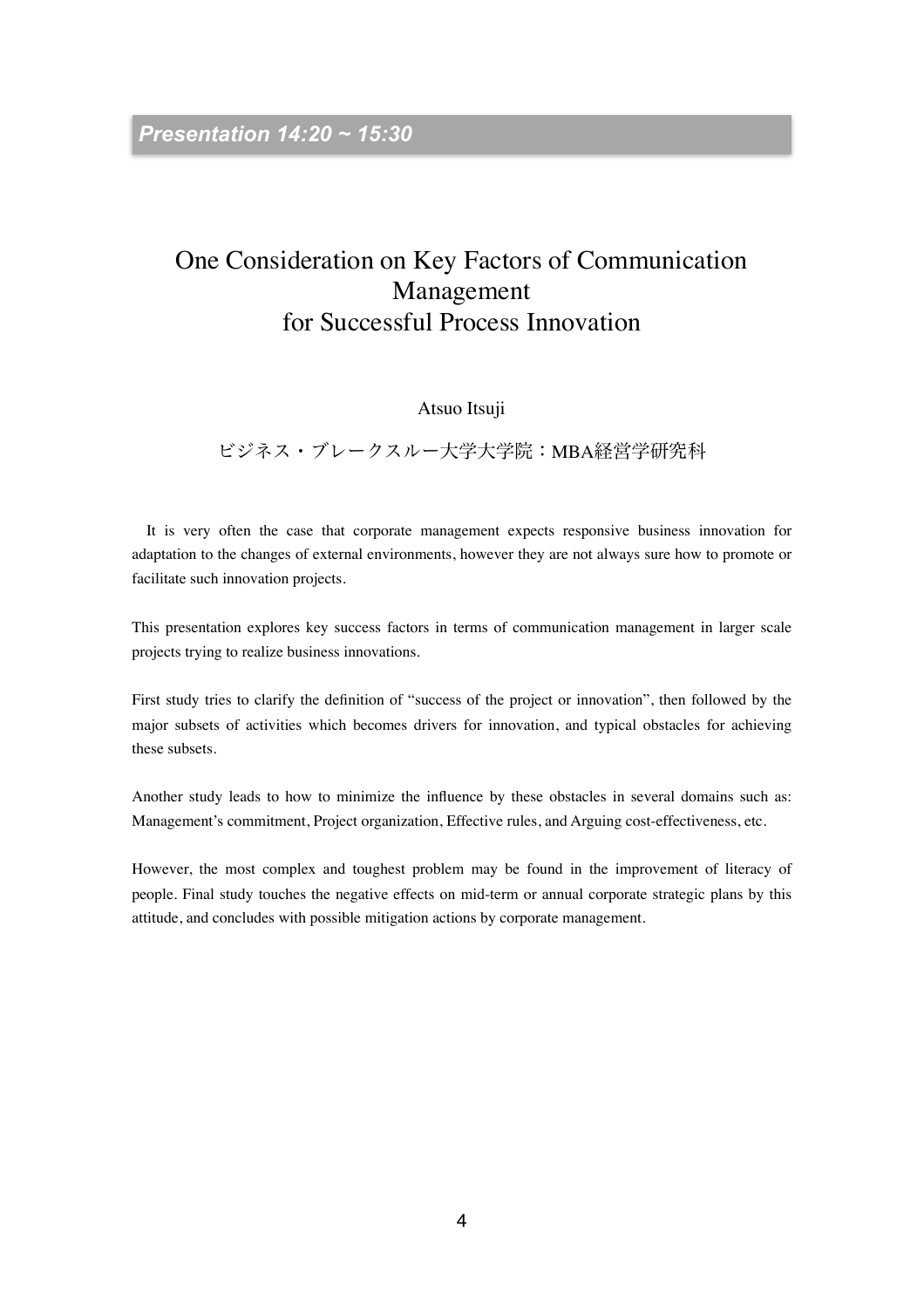*Presentation 14:20 ~ 15:30*

# One Consideration on Key Factors of Communication Management for Successful Process Innovation

Atsuo Itsuji

ビジネス・ブレークスルー大学大学院：MBA経営学研究科

It is very often the case that corporate management expects responsive business innovation for adaptation to the changes of external environments, however they are not always sure how to promote or facilitate such innovation projects.

This presentation explores key success factors in terms of communication management in larger scale projects trying to realize business innovations.

First study tries to clarify the definition of "success of the project or innovation", then followed by the major subsets of activities which becomes drivers for innovation, and typical obstacles for achieving these subsets.

Another study leads to how to minimize the influence by these obstacles in several domains such as: Management's commitment, Project organization, Effective rules, and Arguing cost-effectiveness, etc.

However, the most complex and toughest problem may be found in the improvement of literacy of people. Final study touches the negative effects on mid-term or annual corporate strategic plans by this attitude, and concludes with possible mitigation actions by corporate management.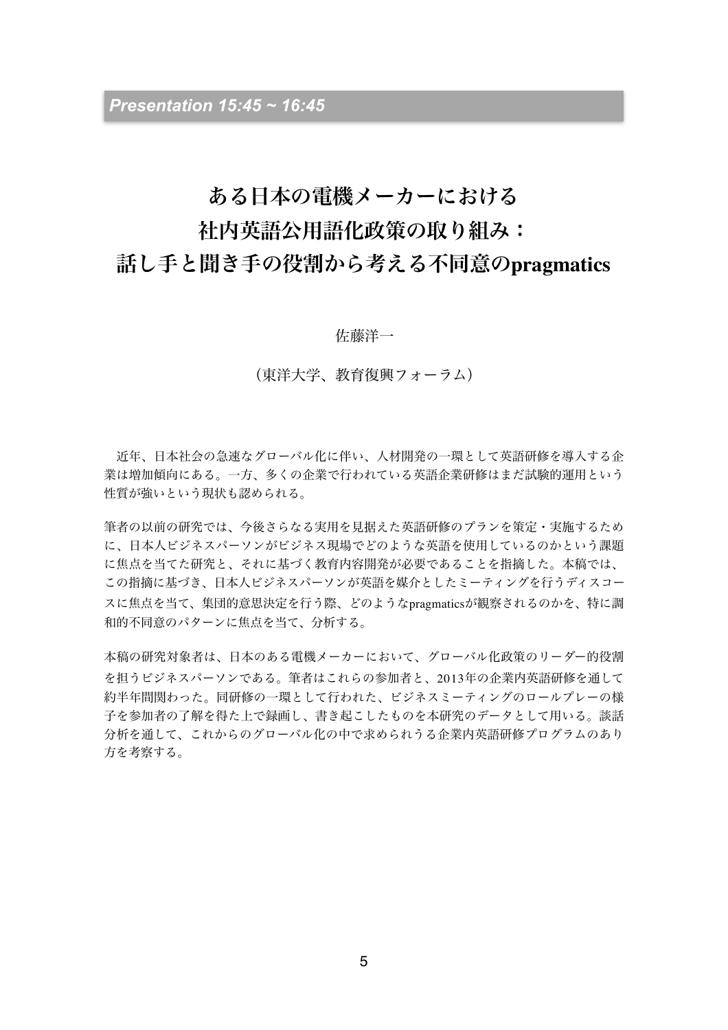*Presentation 15:45 ~ 16:45*

# ある日本の電機メーカーにおける社内英語公用語化政策の取り組み：話し手と聞き手の役割から考える不同意のpragmatics

佐藤洋一

（東洋大学、教育復興フォーラム）

近年、日本社会の急速なグローバル化に伴い、人材開発の一環として英語研修を導入する企業は増加傾向にある。一方、多くの企業で行われている英語企業研修はまだ試験的運用という性質が強いという現状も認められる。

筆者の以前の研究では、今後さらなる実用を見据えた英語研修のプランを策定・実施するために、日本人ビジネスパーソンがビジネス現場でどのような英語を使用しているのかという課題に焦点を当てた研究と、それに基づく教育内容開発が必要であることを指摘した。本稿では、この指摘に基づき、日本人ビジネスパーソンが英語を媒介としたミーティングを行うディスコースに焦点を当て、集団的意思決定を行う際、どのようなpragmaticsが観察されるのかを、特に調和的不同意のパターンに焦点を当て、分析する。

本稿の研究対象者は、日本のある電機メーカーにおいて、グローバル化政策のリーダー的役割を担うビジネスパーソンである。筆者はこれらの参加者と、2013年の企業内英語研修を通して約半年間関わった。同研修の一環として行われた、ビジネスミーティングのロールプレーの様子を参加者の了解を得た上で録画し、書き起こしたものを本研究のデータとして用いる。談話分析を通して、これからのグローバル化の中で求められうる企業内英語研修プログラムのあり方を考察する。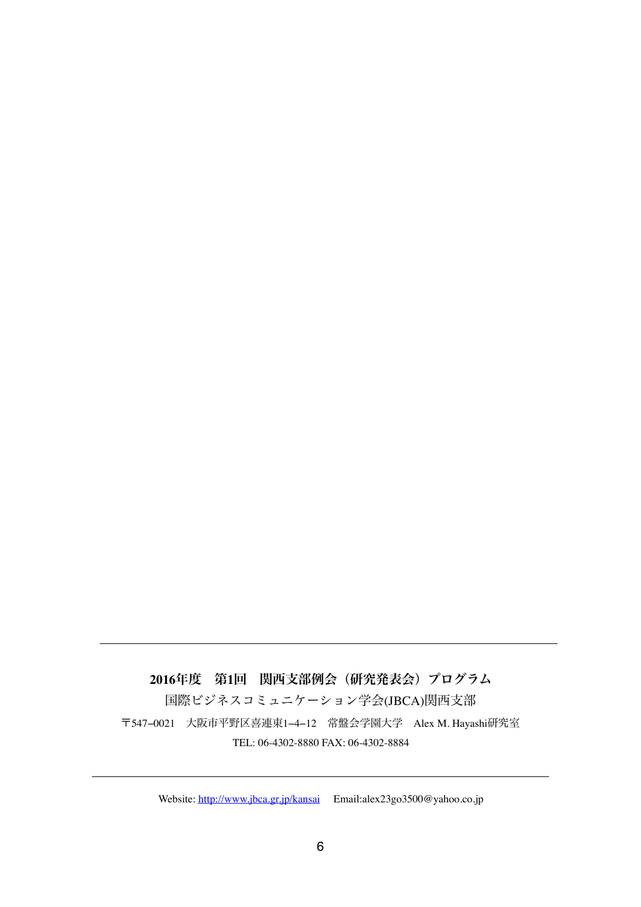---

**2016年度　第1回　関西支部例会（研究発表会）プログラム**

国際ビジネスコミュニケーション学会(JBCA)関西支部

〒547–0021　大阪市平野区喜連東1–4–12　常盤会学園大学　Alex M. Hayashi研究室

TEL: 06-4302-8880 FAX: 06-4302-8884

---

Website: http://www.jbca.gr.jp/kansai　 Email:alex23go3500@yahoo.co.jp